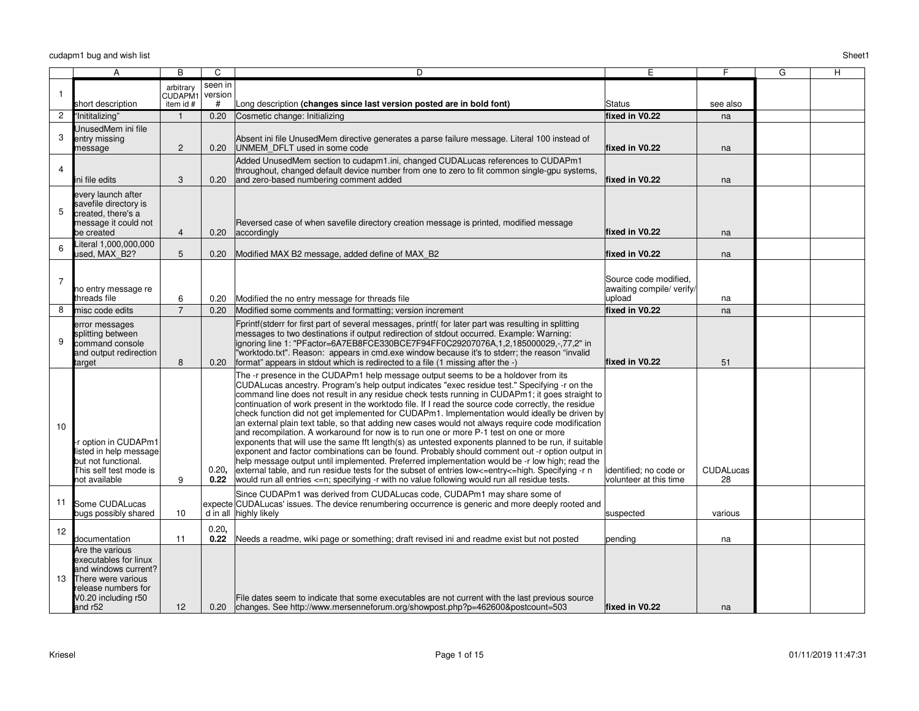cudapm1 bug and wish list

| | A | B | C | D | E | F | G | H |
|---|---|---|---|---|---|---|---|---|
| 1 | short description | arbitrary CUDAPM1 item id # | seen in version # | Long description **(changes since last version posted are in bold font)** | Status | see also | | |
| 2 | "Inititalizing" | 1 | 0.20 | Cosmetic change: Initializing | **fixed in V0.22** | na | | |
| 3 | UnusedMem ini file entry missing message | 2 | 0.20 | Absent ini file UnusedMem directive generates a parse failure message. Literal 100 instead of UNMEM_DFLT used in some code | **fixed in V0.22** | na | | |
| 4 | ini file edits | 3 | 0.20 | Added UnusedMem section to cudapm1.ini, changed CUDALucas references to CUDAPm1 throughout, changed default device number from one to zero to fit common single-gpu systems, and zero-based numbering comment added | **fixed in V0.22** | na | | |
| 5 | every launch after savefile directory is created, there's a message it could not be created | 4 | 0.20 | Reversed case of when savefile directory creation message is printed, modified message accordingly | **fixed in V0.22** | na | | |
| 6 | Literal 1,000,000,000 used, MAX_B2? | 5 | 0.20 | Modified MAX B2 message, added define of MAX_B2 | **fixed in V0.22** | na | | |
| 7 | no entry message re threads file | 6 | 0.20 | Modified the no entry message for threads file | Source code modified, awaiting compile/ verify/ upload | na | | |
| 8 | misc code edits | 7 | 0.20 | Modified some comments and formatting; version increment | **fixed in V0.22** | na | | |
| 9 | error messages splitting between command console and output redirection target | 8 | 0.20 | Fprintf(stderr for first part of several messages, printf( for later part was resulting in splitting messages to two destinations if output redirection of stdout occurred. Example: Warning: ignoring line 1: "PFactor=6A7EB8FCE330BCE7F94FF0C29207076A,1,2,185000029,-,77,2" in "worktodo.txt". Reason: appears in cmd.exe window because it's to stderr; the reason "invalid format" appears in stdout which is redirected to a file (1 missing after the -) | **fixed in V0.22** | 51 | | |
| 10 | -r option in CUDAPm1 listed in help message but not functional. This self test mode is not available | 9 | 0.20, **0.22** | The -r presence in the CUDAPm1 help message output seems to be a holdover from its CUDALucas ancestry. Program's help output indicates "exec residue test." Specifying -r on the command line does not result in any residue check tests running in CUDAPm1; it goes straight to continuation of work present in the worktodo file. If I read the source code correctly, the residue check function did not get implemented for CUDAPm1. Implementation would ideally be driven by an external plain text table, so that adding new cases would not always require code modification and recompilation. A workaround for now is to run one or more P-1 test on one or more exponents that will use the same fft length(s) as untested exponents planned to be run, if suitable exponent and factor combinations can be found. Probably should comment out -r option output in help message output until implemented. Preferred implementation would be -r low high; read the external table, and run residue tests for the subset of entries low<=entry<=high. Specifying -r n would run all entries <=n; specifying -r with no value following would run all residue tests. | identified; no code or volunteer at this time | CUDALucas 28 | | |
| 11 | Some CUDALucas bugs possibly shared | 10 | expected in all | Since CUDAPm1 was derived from CUDALucas code, CUDAPm1 may share some of CUDALucas' issues. The device renumbering occurrence is generic and more deeply rooted and highly likely | suspected | various | | |
| 12 | documentation | 11 | 0.20, **0.22** | Needs a readme, wiki page or something; draft revised ini and readme exist but not posted | pending | na | | |
| 13 | Are the various executables for linux and windows current? There were various release numbers for V0.20 including r50 and r52 | 12 | 0.20 | File dates seem to indicate that some executables are not current with the last previous source changes. See http://www.mersenneforum.org/showpost.php?p=462600&postcount=503 | **fixed in V0.22** | na | | |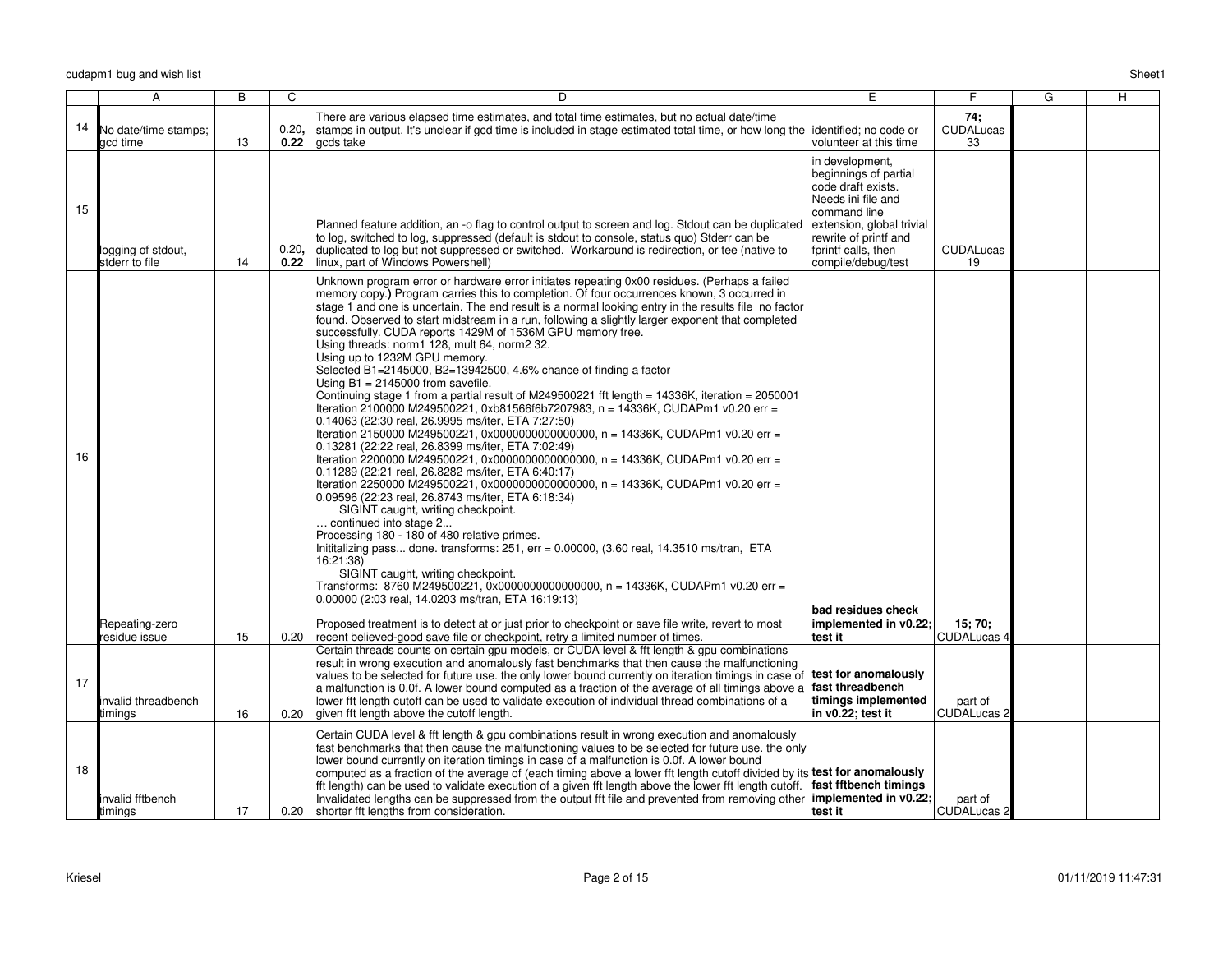| | A | B | C | D | E | F | G | H |
|---|---|---|---|---|---|---|---|---|
| 14 | No date/time stamps; gcd time | 13 | 0.20, **0.22** | There are various elapsed time estimates, and total time estimates, but no actual date/time stamps in output. It's unclear if gcd time is included in stage estimated total time, or how long the gcds take | identified; no code or volunteer at this time | **74;** CUDALucas 33 | | |
| 15 | logging of stdout, stderr to file | 14 | 0.20, **0.22** | Planned feature addition, an -o flag to control output to screen and log. Stdout can be duplicated to log, switched to log, suppressed (default is stdout to console, status quo) Stderr can be duplicated to log but not suppressed or switched. Workaround is redirection, or tee (native to linux, part of Windows Powershell) | in development, beginnings of partial code draft exists. Needs ini file and command line extension, global trivial rewrite of printf and fprintf calls, then compile/debug/test | CUDALucas 19 | | |
| 16 | Repeating-zero residue issue | 15 | 0.20 | Unknown program error or hardware error initiates repeating 0x00 residues. (Perhaps a failed memory copy.) Program carries this to completion. Of four occurrences known, 3 occurred in stage 1 and one is uncertain. The end result is a normal looking entry in the results file no factor found. Observed to start midstream in a run, following a slightly larger exponent that completed successfully. CUDA reports 1429M of 1536M GPU memory free.<br>Using threads: norm1 128, mult 64, norm2 32.<br>Using up to 1232M GPU memory.<br>Selected B1=2145000, B2=13942500, 4.6% chance of finding a factor<br>Using B1 = 2145000 from savefile.<br>Continuing stage 1 from a partial result of M249500221 fft length = 14336K, iteration = 2050001<br>Iteration 2100000 M249500221, 0xb81566f6b7207983, n = 14336K, CUDAPm1 v0.20 err = 0.14063 (22:30 real, 26.9995 ms/iter, ETA 7:27:50)<br>Iteration 2150000 M249500221, 0x0000000000000000, n = 14336K, CUDAPm1 v0.20 err = 0.13281 (22:22 real, 26.8399 ms/iter, ETA 7:02:49)<br>Iteration 2200000 M249500221, 0x0000000000000000, n = 14336K, CUDAPm1 v0.20 err = 0.11289 (22:21 real, 26.8282 ms/iter, ETA 6:40:17)<br>Iteration 2250000 M249500221, 0x0000000000000000, n = 14336K, CUDAPm1 v0.20 err = 0.09596 (22:23 real, 26.8743 ms/iter, ETA 6:18:34)<br>SIGINT caught, writing checkpoint.<br>… continued into stage 2...<br>Processing 180 - 180 of 480 relative primes.<br>Inititalizing pass... done. transforms: 251, err = 0.00000, (3.60 real, 14.3510 ms/tran, ETA 16:21:38)<br>SIGINT caught, writing checkpoint.<br>Transforms: 8760 M249500221, 0x0000000000000000, n = 14336K, CUDAPm1 v0.20 err = 0.00000 (2:03 real, 14.0203 ms/tran, ETA 16:19:13)<br><br>Proposed treatment is to detect at or just prior to checkpoint or save file write, revert to most recent believed-good save file or checkpoint, retry a limited number of times. | **bad residues check implemented in v0.22; test it** | **15; 70;** CUDALucas 4 | | |
| 17 | invalid threadbench timings | 16 | 0.20 | Certain threads counts on certain gpu models, or CUDA level & fft length & gpu combinations result in wrong execution and anomalously fast benchmarks that then cause the malfunctioning values to be selected for future use. the only lower bound currently on iteration timings in case of a malfunction is 0.0f. A lower bound computed as a fraction of the average of all timings above a lower fft length cutoff can be used to validate execution of individual thread combinations of a given fft length above the cutoff length. | **test for anomalously fast threadbench timings implemented in v0.22; test it** | part of CUDALucas 2 | | |
| 18 | invalid fftbench timings | 17 | 0.20 | Certain CUDA level & fft length & gpu combinations result in wrong execution and anomalously fast benchmarks that then cause the malfunctioning values to be selected for future use. the only lower bound currently on iteration timings in case of a malfunction is 0.0f. A lower bound computed as a fraction of the average of (each timing above a lower fft length cutoff divided by its fft length) can be used to validate execution of a given fft length above the lower fft length cutoff. Invalidated lengths can be suppressed from the output fft file and prevented from removing other shorter fft lengths from consideration. | **test for anomalously fast fftbench timings implemented in v0.22; test it** | part of CUDALucas 2 | | |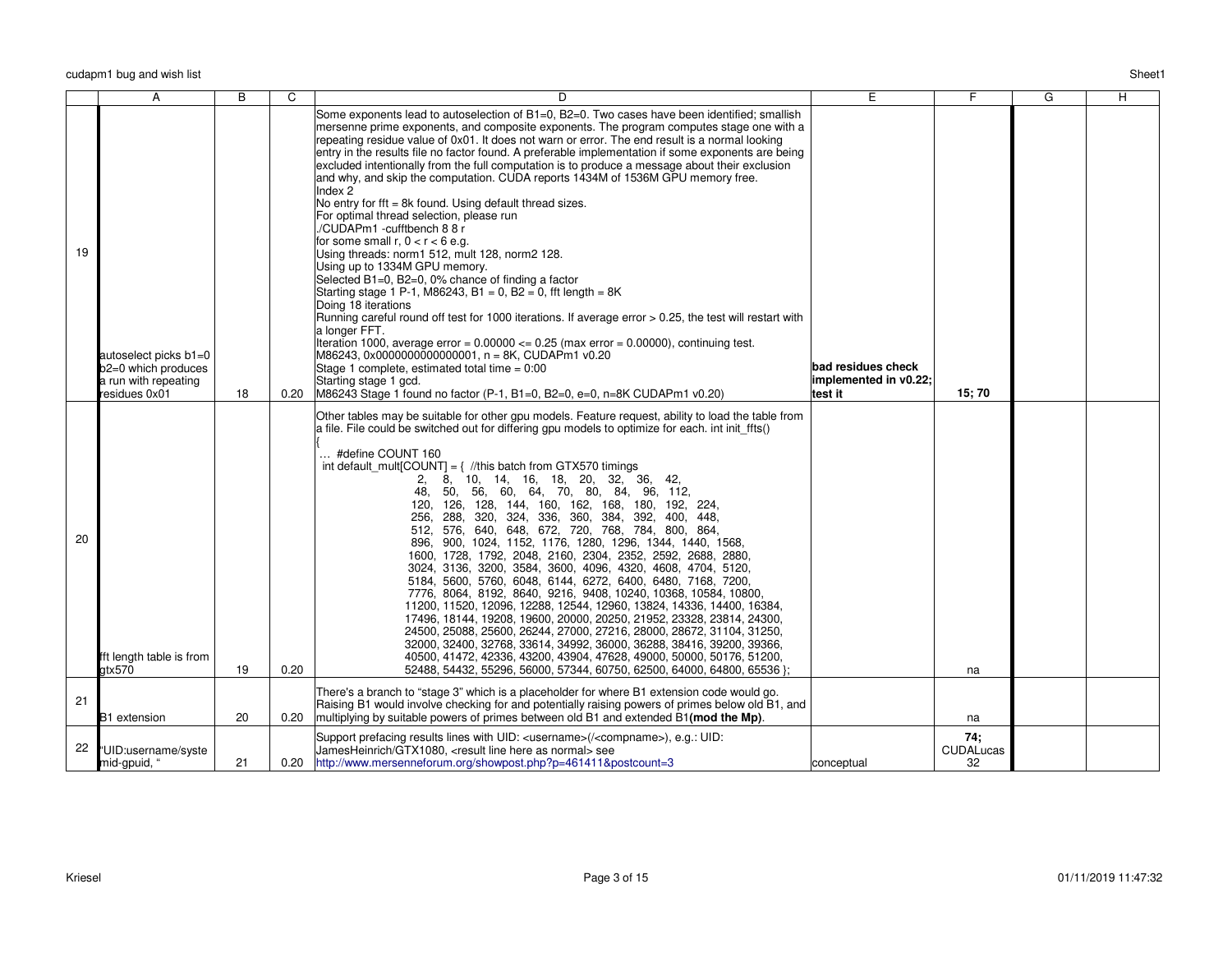| | A | B | C | D | E | F | G | H |
|---|---|---|---|---|---|---|---|---|
| 19 | autoselect picks b1=0 b2=0 which produces a run with repeating residues 0x01 | 18 | 0.20 | Some exponents lead to autoselection of B1=0, B2=0. Two cases have been identified; smallish mersenne prime exponents, and composite exponents. The program computes stage one with a repeating residue value of 0x01. It does not warn or error. The end result is a normal looking entry in the results file no factor found. A preferable implementation if some exponents are being excluded intentionally from the full computation is to produce a message about their exclusion and why, and skip the computation. CUDA reports 1434M of 1536M GPU memory free.<br>Index 2<br>No entry for fft = 8k found. Using default thread sizes.<br>For optimal thread selection, please run<br>./CUDAPm1 -cufftbench 8 8 r<br>for some small r, 0 < r < 6 e.g.<br>Using threads: norm1 512, mult 128, norm2 128.<br>Using up to 1334M GPU memory.<br>Selected B1=0, B2=0, 0% chance of finding a factor<br>Starting stage 1 P-1, M86243, B1 = 0, B2 = 0, fft length = 8K<br>Doing 18 iterations<br>Running careful round off test for 1000 iterations. If average error > 0.25, the test will restart with a longer FFT.<br>Iteration 1000, average error = 0.00000 <= 0.25 (max error = 0.00000), continuing test.<br>M86243, 0x0000000000000001, n = 8K, CUDAPm1 v0.20<br>Stage 1 complete, estimated total time = 0:00<br>Starting stage 1 gcd.<br>M86243 Stage 1 found no factor (P-1, B1=0, B2=0, e=0, n=8K CUDAPm1 v0.20) | **bad residues check implemented in v0.22; test it** | **15; 70** | | |
| 20 | fft length table is from gtx570 | 19 | 0.20 | Other tables may be suitable for other gpu models. Feature request, ability to load the table from a file. File could be switched out for differing gpu models to optimize for each. int init_ffts()<br>{<br>… #define COUNT 160<br>int default_mult[COUNT] = { //this batch from GTX570 timings<br>2, 8, 10, 14, 16, 18, 20, 32, 36, 42,<br>48, 50, 56, 60, 64, 70, 80, 84, 96, 112,<br>120, 126, 128, 144, 160, 162, 168, 180, 192, 224,<br>256, 288, 320, 324, 336, 360, 384, 392, 400, 448,<br>512, 576, 640, 648, 672, 720, 768, 784, 800, 864,<br>896, 900, 1024, 1152, 1176, 1280, 1296, 1344, 1440, 1568,<br>1600, 1728, 1792, 2048, 2160, 2304, 2352, 2592, 2688, 2880,<br>3024, 3136, 3200, 3584, 3600, 4096, 4320, 4608, 4704, 5120,<br>5184, 5600, 5760, 6048, 6144, 6272, 6400, 6480, 7168, 7200,<br>7776, 8064, 8192, 8640, 9216, 9408, 10240, 10368, 10584, 10800,<br>11200, 11520, 12096, 12288, 12544, 12960, 13824, 14336, 14400, 16384,<br>17496, 18144, 19208, 19600, 20000, 20250, 21952, 23328, 23814, 24300,<br>24500, 25088, 25600, 26244, 27000, 27216, 28000, 28672, 31104, 31250,<br>32000, 32400, 32768, 33614, 34992, 36000, 36288, 38416, 39200, 39366,<br>40500, 41472, 42336, 43200, 43904, 47628, 49000, 50000, 50176, 51200,<br>52488, 54432, 55296, 56000, 57344, 60750, 62500, 64000, 64800, 65536 }; | | na | | |
| 21 | B1 extension | 20 | 0.20 | There's a branch to "stage 3" which is a placeholder for where B1 extension code would go. Raising B1 would involve checking for and potentially raising powers of primes below old B1, and multiplying by suitable powers of primes between old B1 and extended B1**(mod the Mp)**. | | na | | |
| 22 | "UID:username/system-gpuid, " | 21 | 0.20 | Support prefacing results lines with UID: <username>(/<compname>), e.g.: UID: JamesHeinrich/GTX1080, <result line here as normal> see http://www.mersenneforum.org/showpost.php?p=461411&postcount=3 | conceptual | **74;** CUDALucas 32 | | |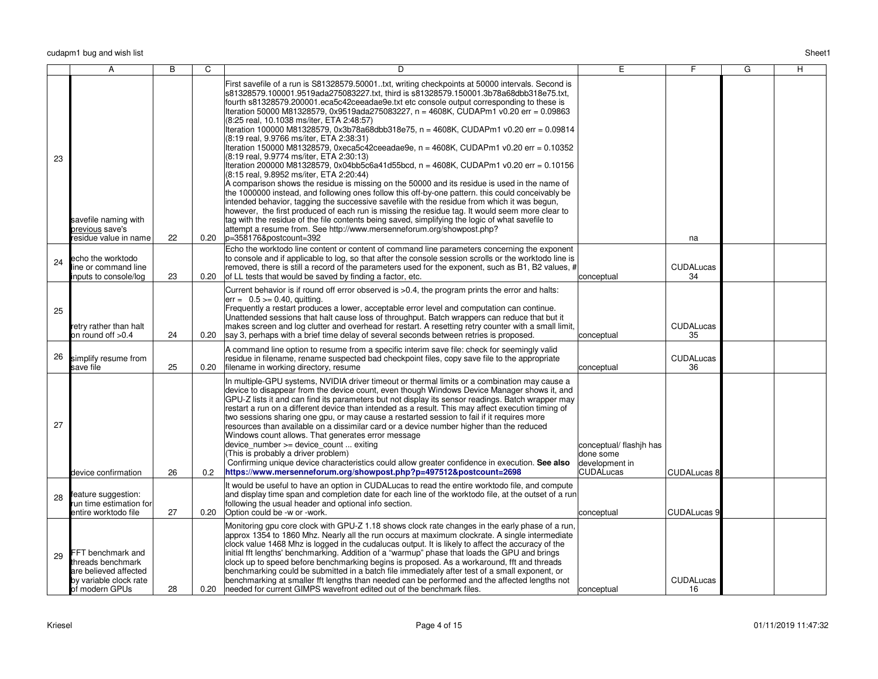| | A | B | C | D | E | F | G | H |
|---|---|---|---|---|---|---|---|---|
| 23 | savefile naming with previous save's residue value in name | 22 | 0.20 | First savefile of a run is S81328579.50001..txt, writing checkpoints at 50000 intervals. Second is s81328579.100001.9519ada275083227.txt, third is s81328579.150001.3b78a68dbb318e75.txt, fourth s81328579.200001.eca5c42ceeadae9e.txt etc console output corresponding to these is Iteration 50000 M81328579, 0x9519ada275083227, n = 4608K, CUDAPm1 v0.20 err = 0.09863 (8:25 real, 10.1038 ms/iter, ETA 2:48:57) Iteration 100000 M81328579, 0x3b78a68dbb318e75, n = 4608K, CUDAPm1 v0.20 err = 0.09814 (8:19 real, 9.9766 ms/iter, ETA 2:38:31) Iteration 150000 M81328579, 0xeca5c42ceeadae9e, n = 4608K, CUDAPm1 v0.20 err = 0.10352 (8:19 real, 9.9774 ms/iter, ETA 2:30:13) Iteration 200000 M81328579, 0x04bb5c6a41d55bcd, n = 4608K, CUDAPm1 v0.20 err = 0.10156 (8:15 real, 9.8952 ms/iter, ETA 2:20:44) A comparison shows the residue is missing on the 50000 and its residue is used in the name of the 1000000 instead, and following ones follow this off-by-one pattern. this could conceivably be intended behavior, tagging the successive savefile with the residue from which it was begun, however, the first produced of each run is missing the residue tag. It would seem more clear to tag with the residue of the file contents being saved, simplifying the logic of what savefile to attempt a resume from. See http://www.mersenneforum.org/showpost.php?p=358176&postcount=392 | | na | | |
| 24 | echo the worktodo line or command line inputs to console/log | 23 | 0.20 | Echo the worktodo line content or content of command line parameters concerning the exponent to console and if applicable to log, so that after the console session scrolls or the worktodo line is removed, there is still a record of the parameters used for the exponent, such as B1, B2 values, # of LL tests that would be saved by finding a factor, etc. | conceptual | CUDALucas 34 | | |
| 25 | retry rather than halt on round off >0.4 | 24 | 0.20 | Current behavior is if round off error observed is >0.4, the program prints the error and halts: err = 0.5 >= 0.40, quitting. Frequently a restart produces a lower, acceptable error level and computation can continue. Unattended sessions that halt cause loss of throughput. Batch wrappers can reduce that but it makes screen and log clutter and overhead for restart. A resetting retry counter with a small limit, say 3, perhaps with a brief time delay of several seconds between retries is proposed. | conceptual | CUDALucas 35 | | |
| 26 | simplify resume from save file | 25 | 0.20 | A command line option to resume from a specific interim save file: check for seemingly valid residue in filename, rename suspected bad checkpoint files, copy save file to the appropriate filename in working directory, resume | conceptual | CUDALucas 36 | | |
| 27 | device confirmation | 26 | 0.2 | In multiple-GPU systems, NVIDIA driver timeout or thermal limits or a combination may cause a device to disappear from the device count, even though Windows Device Manager shows it, and GPU-Z lists it and can find its parameters but not display its sensor readings. Batch wrapper may restart a run on a different device than intended as a result. This may affect execution timing of two sessions sharing one gpu, or may cause a restarted session to fail if it requires more resources than available on a dissimilar card or a device number higher than the reduced Windows count allows. That generates error message device_number >= device_count ... exiting (This is probably a driver problem) Confirming unique device characteristics could allow greater confidence in execution. **See also https://www.mersenneforum.org/showpost.php?p=497512&postcount=2698** | conceptual/ flashjh has done some development in CUDALucas | CUDALucas 8 | | |
| 28 | feature suggestion: run time estimation for entire worktodo file | 27 | 0.20 | It would be useful to have an option in CUDALucas to read the entire worktodo file, and compute and display time span and completion date for each line of the worktodo file, at the outset of a run following the usual header and optional info section. Option could be -w or -work. | conceptual | CUDALucas 9 | | |
| 29 | FFT benchmark and threads benchmark are believed affected by variable clock rate of modern GPUs | 28 | 0.20 | Monitoring gpu core clock with GPU-Z 1.18 shows clock rate changes in the early phase of a run, approx 1354 to 1860 Mhz. Nearly all the run occurs at maximum clockrate. A single intermediate clock value 1468 Mhz is logged in the cudalucas output. It is likely to affect the accuracy of the initial fft lengths' benchmarking. Addition of a "warmup" phase that loads the GPU and brings clock up to speed before benchmarking begins is proposed. As a workaround, fft and threads benchmarking could be submitted in a batch file immediately after test of a small exponent, or benchmarking at smaller fft lengths than needed can be performed and the affected lengths not needed for current GIMPS wavefront edited out of the benchmark files. | conceptual | CUDALucas 16 | | |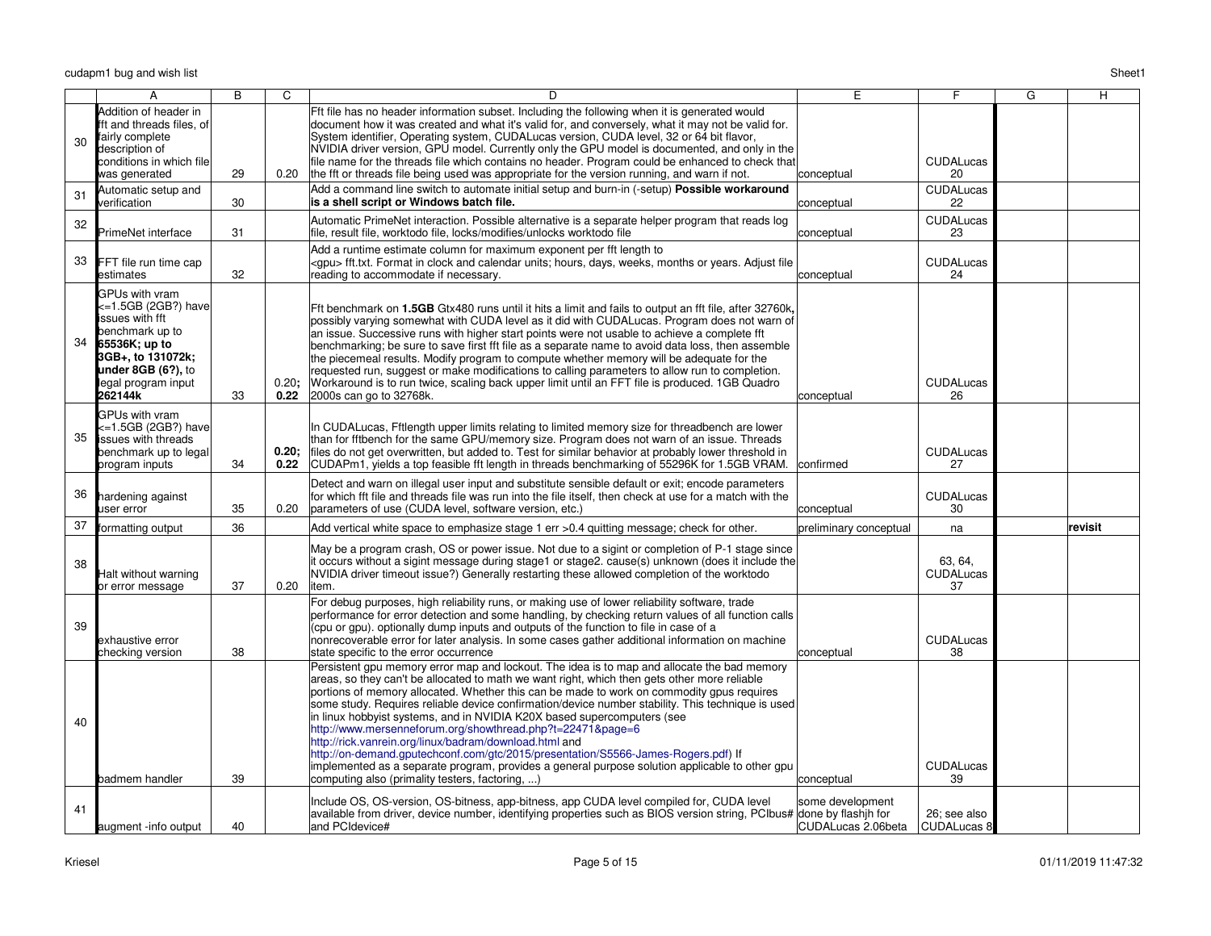| | A | B | C | D | E | F | G | H |
|---|---|---|---|---|---|---|---|---|
| 30 | Addition of header in fft and threads files, of fairly complete description of conditions in which file was generated | 29 | 0.20 | Fft file has no header information subset. Including the following when it is generated would document how it was created and what it's valid for, and conversely, what it may not be valid for. System identifier, Operating system, CUDALucas version, CUDA level, 32 or 64 bit flavor, NVIDIA driver version, GPU model. Currently only the GPU model is documented, and only in the file name for the threads file which contains no header. Program could be enhanced to check that the fft or threads file being used was appropriate for the version running, and warn if not. | conceptual | CUDALucas 20 | | |
| 31 | Automatic setup and verification | 30 | | Add a command line switch to automate initial setup and burn-in (-setup) **Possible workaround is a shell script or Windows batch file.** | conceptual | CUDALucas 22 | | |
| 32 | PrimeNet interface | 31 | | Automatic PrimeNet interaction. Possible alternative is a separate helper program that reads log file, result file, worktodo file, locks/modifies/unlocks worktodo file | conceptual | CUDALucas 23 | | |
| 33 | FFT file run time cap estimates | 32 | | Add a runtime estimate column for maximum exponent per fft length to <gpu> fft.txt. Format in clock and calendar units; hours, days, weeks, months or years. Adjust file reading to accommodate if necessary. | conceptual | CUDALucas 24 | | |
| 34 | GPUs with vram <=1.5GB (2GB?) have issues with fft benchmark up to **65536K; up to 3GB+, to 131072k; under 8GB (6?),** to legal program input **262144k** | 33 | 0.20; **0.22** | Fft benchmark on **1.5GB** Gtx480 runs until it hits a limit and fails to output an fft file, after 32760k**,** possibly varying somewhat with CUDA level as it did with CUDALucas. Program does not warn of an issue. Successive runs with higher start points were not usable to achieve a complete fft benchmarking; be sure to save first fft file as a separate name to avoid data loss, then assemble the piecemeal results. Modify program to compute whether memory will be adequate for the requested run, suggest or make modifications to calling parameters to allow run to completion. Workaround is to run twice, scaling back upper limit until an FFT file is produced. 1GB Quadro 2000s can go to 32768k. | conceptual | CUDALucas 26 | | |
| 35 | GPUs with vram <=1.5GB (2GB?) have issues with threads benchmark up to legal program inputs | 34 | **0.20; 0.22** | In CUDALucas, Fftlength upper limits relating to limited memory size for threadbench are lower than for fftbench for the same GPU/memory size. Program does not warn of an issue. Threads files do not get overwritten, but added to. Test for similar behavior at probably lower threshold in CUDAPm1, yields a top feasible fft length in threads benchmarking of 55296K for 1.5GB VRAM. | confirmed | CUDALucas 27 | | |
| 36 | hardening against user error | 35 | 0.20 | Detect and warn on illegal user input and substitute sensible default or exit; encode parameters for which fft file and threads file was run into the file itself, then check at use for a match with the parameters of use (CUDA level, software version, etc.) | conceptual | CUDALucas 30 | | |
| 37 | formatting output | 36 | | Add vertical white space to emphasize stage 1 err >0.4 quitting message; check for other. | preliminary conceptual | na | | **revisit** |
| 38 | Halt without warning or error message | 37 | 0.20 | May be a program crash, OS or power issue. Not due to a sigint or completion of P-1 stage since it occurs without a sigint message during stage1 or stage2. cause(s) unknown (does it include the NVIDIA driver timeout issue?) Generally restarting these allowed completion of the worktodo item. | | 63, 64, CUDALucas 37 | | |
| 39 | exhaustive error checking version | 38 | | For debug purposes, high reliability runs, or making use of lower reliability software, trade performance for error detection and some handling, by checking return values of all function calls (cpu or gpu). optionally dump inputs and outputs of the function to file in case of a nonrecoverable error for later analysis. In some cases gather additional information on machine state specific to the error occurrence | conceptual | CUDALucas 38 | | |
| 40 | badmem handler | 39 | | Persistent gpu memory error map and lockout. The idea is to map and allocate the bad memory areas, so they can't be allocated to math we want right, which then gets other more reliable portions of memory allocated. Whether this can be made to work on commodity gpus requires some study. Requires reliable device confirmation/device number stability. This technique is used in linux hobbyist systems, and in NVIDIA K20X based supercomputers (see http://www.mersenneforum.org/showthread.php?t=22471&page=6 http://rick.vanrein.org/linux/badram/download.html and http://on-demand.gputechconf.com/gtc/2015/presentation/S5566-James-Rogers.pdf) If implemented as a separate program, provides a general purpose solution applicable to other gpu computing also (primality testers, factoring, ...) | conceptual | CUDALucas 39 | | |
| 41 | augment -info output | 40 | | Include OS, OS-version, OS-bitness, app-bitness, app CUDA level compiled for, CUDA level available from driver, device number, identifying properties such as BIOS version string, PCIbus# and PCIdevice# | some development done by flashjh for CUDALucas 2.06beta | 26; see also CUDALucas 8 | | |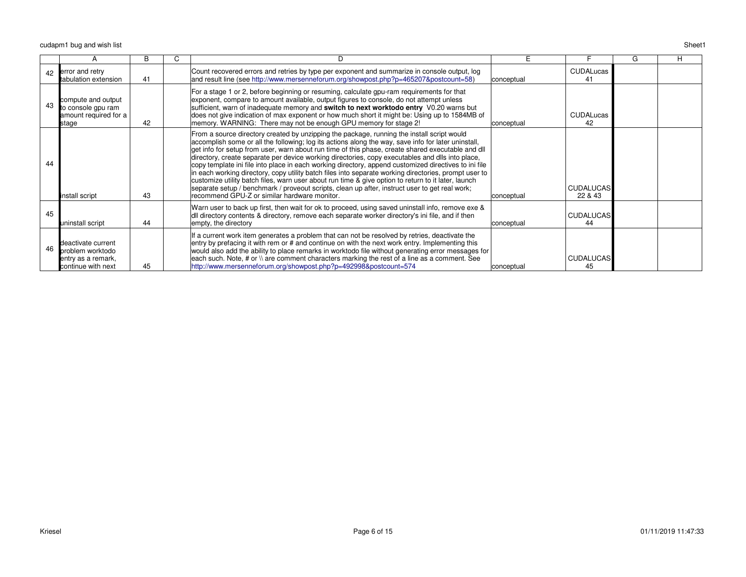| | A | B | C | D | E | F | G | H |
|---|---|---|---|---|---|---|---|---|
| 42 | error and retry tabulation extension | 41 | | Count recovered errors and retries by type per exponent and summarize in console output, log and result line (see http://www.mersenneforum.org/showpost.php?p=465207&postcount=58) | conceptual | CUDALucas 41 | | |
| 43 | compute and output to console gpu ram amount required for a stage | 42 | | For a stage 1 or 2, before beginning or resuming, calculate gpu-ram requirements for that exponent, compare to amount available, output figures to console, do not attempt unless sufficient, warn of inadequate memory and **switch to next worktodo entry** V0.20 warns but does not give indication of max exponent or how much short it might be: Using up to 1584MB of memory. WARNING: There may not be enough GPU memory for stage 2! | conceptual | CUDALucas 42 | | |
| 44 | install script | 43 | | From a source directory created by unzipping the package, running the install script would accomplish some or all the following; log its actions along the way, save info for later uninstall, get info for setup from user, warn about run time of this phase, create shared executable and dll directory, create separate per device working directories, copy executables and dlls into place, copy template ini file into place in each working directory, append customized directives to ini file in each working directory, copy utility batch files into separate working directories, prompt user to customize utility batch files, warn user about run time & give option to return to it later, launch separate setup / benchmark / proveout scripts, clean up after, instruct user to get real work; recommend GPU-Z or similar hardware monitor. | conceptual | CUDALUCAS 22 & 43 | | |
| 45 | uninstall script | 44 | | Warn user to back up first, then wait for ok to proceed, using saved uninstall info, remove exe & dll directory contents & directory, remove each separate worker directory's ini file, and if then empty, the directory | conceptual | CUDALUCAS 44 | | |
| 46 | deactivate current problem worktodo entry as a remark, continue with next | 45 | | If a current work item generates a problem that can not be resolved by retries, deactivate the entry by prefacing it with rem or # and continue on with the next work entry. Implementing this would also add the ability to place remarks in worktodo file without generating error messages for each such. Note, # or \\ are comment characters marking the rest of a line as a comment. See http://www.mersenneforum.org/showpost.php?p=492998&postcount=574 | conceptual | CUDALUCAS 45 | | |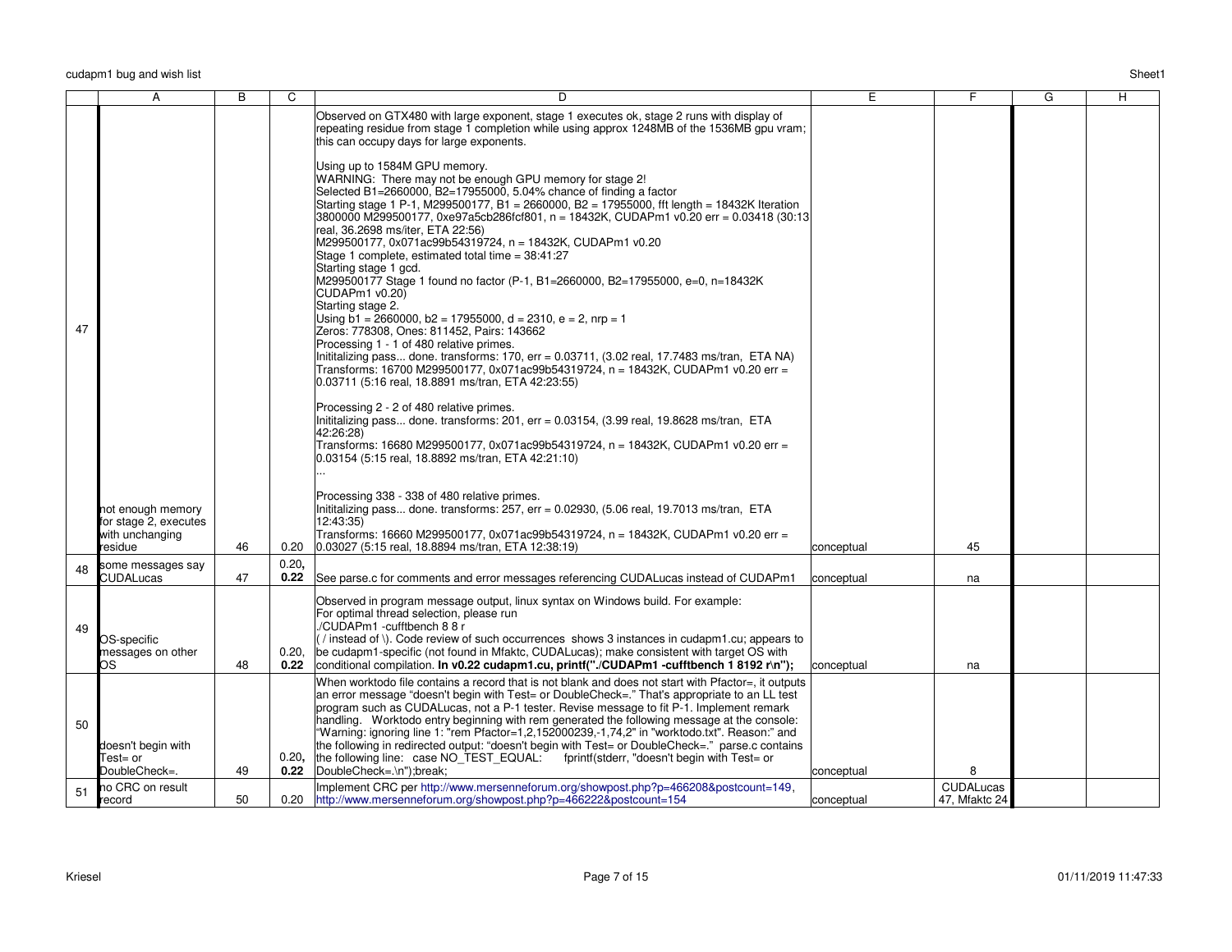| | A | B | C | D | E | F | G | H |
|---|---|---|---|---|---|---|---|---|
| 47 | not enough memory for stage 2, executes with unchanging residue | 46 | 0.20 | Observed on GTX480 with large exponent, stage 1 executes ok, stage 2 runs with display of repeating residue from stage 1 completion while using approx 1248MB of the 1536MB gpu vram; this can occupy days for large exponents.<br><br>Using up to 1584M GPU memory.<br>WARNING: There may not be enough GPU memory for stage 2!<br>Selected B1=2660000, B2=17955000, 5.04% chance of finding a factor<br>Starting stage 1 P-1, M299500177, B1 = 2660000, B2 = 17955000, fft length = 18432K Iteration 3800000 M299500177, 0xe97a5cb286fcf801, n = 18432K, CUDAPm1 v0.20 err = 0.03418 (30:13 real, 36.2698 ms/iter, ETA 22:56)<br>M299500177, 0x071ac99b54319724, n = 18432K, CUDAPm1 v0.20<br>Stage 1 complete, estimated total time = 38:41:27<br>Starting stage 1 gcd.<br>M299500177 Stage 1 found no factor (P-1, B1=2660000, B2=17955000, e=0, n=18432K CUDAPm1 v0.20)<br>Starting stage 2.<br>Using b1 = 2660000, b2 = 17955000, d = 2310, e = 2, nrp = 1<br>Zeros: 778308, Ones: 811452, Pairs: 143662<br>Processing 1 - 1 of 480 relative primes.<br>Inititalizing pass... done. transforms: 170, err = 0.03711, (3.02 real, 17.7483 ms/tran, ETA NA)<br>Transforms: 16700 M299500177, 0x071ac99b54319724, n = 18432K, CUDAPm1 v0.20 err = 0.03711 (5:16 real, 18.8891 ms/tran, ETA 42:23:55)<br><br>Processing 2 - 2 of 480 relative primes.<br>Inititalizing pass... done. transforms: 201, err = 0.03154, (3.99 real, 19.8628 ms/tran, ETA 42:26:28)<br>Transforms: 16680 M299500177, 0x071ac99b54319724, n = 18432K, CUDAPm1 v0.20 err = 0.03154 (5:15 real, 18.8892 ms/tran, ETA 42:21:10)<br>...<br><br>Processing 338 - 338 of 480 relative primes.<br>Inititalizing pass... done. transforms: 257, err = 0.02930, (5.06 real, 19.7013 ms/tran, ETA 12:43:35)<br>Transforms: 16660 M299500177, 0x071ac99b54319724, n = 18432K, CUDAPm1 v0.20 err = 0.03027 (5:15 real, 18.8894 ms/tran, ETA 12:38:19) | conceptual | 45 | | |
| 48 | some messages say CUDALucas | 47 | 0.20, **0.22** | See parse.c for comments and error messages referencing CUDALucas instead of CUDAPm1 | conceptual | na | | |
| 49 | OS-specific messages on other OS | 48 | 0.20, **0.22** | Observed in program message output, linux syntax on Windows build. For example:<br>For optimal thread selection, please run<br>./CUDAPm1 -cufftbench 8 8 r<br>( / instead of \). Code review of such occurrences shows 3 instances in cudapm1.cu; appears to be cudapm1-specific (not found in Mfaktc, CUDALucas); make consistent with target OS with conditional compilation. **In v0.22 cudapm1.cu, printf("./CUDAPm1 -cufftbench 1 8192 r\n");** | conceptual | na | | |
| 50 | doesn't begin with Test= or DoubleCheck=. | 49 | 0.20, **0.22** | When worktodo file contains a record that is not blank and does not start with Pfactor=, it outputs an error message "doesn't begin with Test= or DoubleCheck=." That's appropriate to an LL test program such as CUDALucas, not a P-1 tester. Revise message to fit P-1. Implement remark handling. Worktodo entry beginning with rem generated the following message at the console: "Warning: ignoring line 1: "rem Pfactor=1,2,152000239,-1,74,2" in "worktodo.txt". Reason:" and the following in redirected output: "doesn't begin with Test= or DoubleCheck=." parse.c contains the following line: case NO_TEST_EQUAL: fprintf(stderr, "doesn't begin with Test= or DoubleCheck=.\n");break; | conceptual | 8 | | |
| 51 | no CRC on result record | 50 | 0.20 | Implement CRC per http://www.mersenneforum.org/showpost.php?p=466208&postcount=149, http://www.mersenneforum.org/showpost.php?p=466222&postcount=154 | conceptual | CUDALucas 47, Mfaktc 24 | | |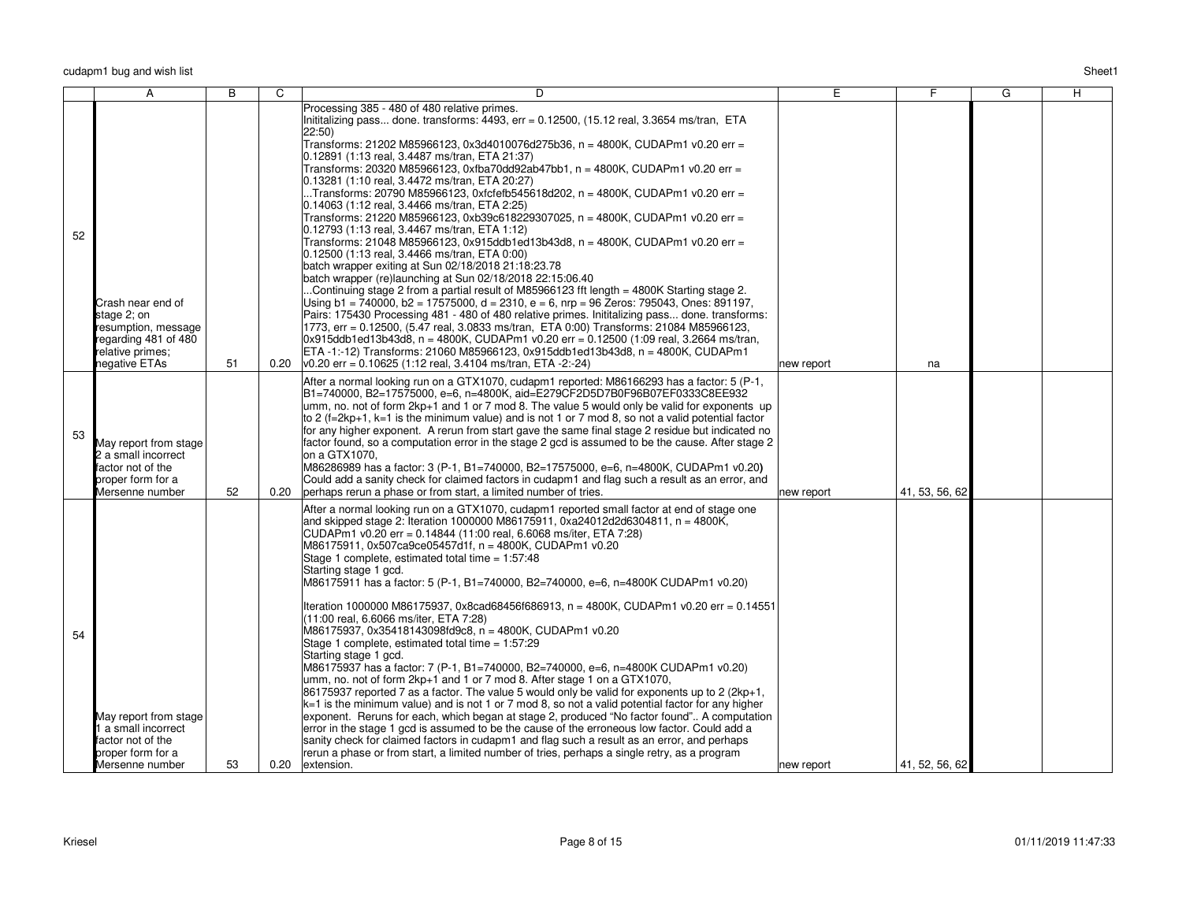| | A | B | C | D | E | F | G | H |
|---|---|---|---|---|---|---|---|---|
| 52 | Crash near end of stage 2; on resumption, message regarding 481 of 480 relative primes; negative ETAs | 51 | 0.20 | Processing 385 - 480 of 480 relative primes.<br>Inititalizing pass... done. transforms: 4493, err = 0.12500, (15.12 real, 3.3654 ms/tran, ETA 22:50)<br>Transforms: 21202 M85966123, 0x3d4010076d275b36, n = 4800K, CUDAPm1 v0.20 err = 0.12891 (1:13 real, 3.4487 ms/tran, ETA 21:37)<br>Transforms: 20320 M85966123, 0xfba70dd92ab47bb1, n = 4800K, CUDAPm1 v0.20 err = 0.13281 (1:10 real, 3.4472 ms/tran, ETA 20:27)<br>...Transforms: 20790 M85966123, 0xfcfefb545618d202, n = 4800K, CUDAPm1 v0.20 err = 0.14063 (1:12 real, 3.4466 ms/tran, ETA 2:25)<br>Transforms: 21220 M85966123, 0xb39c618229307025, n = 4800K, CUDAPm1 v0.20 err = 0.12793 (1:13 real, 3.4467 ms/tran, ETA 1:12)<br>Transforms: 21048 M85966123, 0x915ddb1ed13b43d8, n = 4800K, CUDAPm1 v0.20 err = 0.12500 (1:13 real, 3.4466 ms/tran, ETA 0:00)<br>batch wrapper exiting at Sun 02/18/2018 21:18:23.78<br>batch wrapper (re)launching at Sun 02/18/2018 22:15:06.40<br>...Continuing stage 2 from a partial result of M85966123 fft length = 4800K Starting stage 2. Using b1 = 740000, b2 = 17575000, d = 2310, e = 6, nrp = 96 Zeros: 795043, Ones: 891197, Pairs: 175430 Processing 481 - 480 of 480 relative primes. Inititalizing pass... done. transforms: 1773, err = 0.12500, (5.47 real, 3.0833 ms/tran, ETA 0:00) Transforms: 21084 M85966123, 0x915ddb1ed13b43d8, n = 4800K, CUDAPm1 v0.20 err = 0.12500 (1:09 real, 3.2664 ms/tran, ETA -1:-12) Transforms: 21060 M85966123, 0x915ddb1ed13b43d8, n = 4800K, CUDAPm1 v0.20 err = 0.10625 (1:12 real, 3.4104 ms/tran, ETA -2:-24) | new report | na | | |
| 53 | May report from stage 2 a small incorrect factor not of the proper form for a Mersenne number | 52 | 0.20 | After a normal looking run on a GTX1070, cudapm1 reported: M86166293 has a factor: 5 (P-1, B1=740000, B2=17575000, e=6, n=4800K, aid=E279CF2D5D7B0F96B07EF0333C8EE932<br>umm, no. not of form 2kp+1 and 1 or 7 mod 8. The value 5 would only be valid for exponents up to 2 (f=2kp+1, k=1 is the minimum value) and is not 1 or 7 mod 8, so not a valid potential factor for any higher exponent. A rerun from start gave the same final stage 2 residue but indicated no factor found, so a computation error in the stage 2 gcd is assumed to be the cause. After stage 2 on a GTX1070,<br>M86286989 has a factor: 3 (P-1, B1=740000, B2=17575000, e=6, n=4800K, CUDAPm1 v0.20)<br>Could add a sanity check for claimed factors in cudapm1 and flag such a result as an error, and perhaps rerun a phase or from start, a limited number of tries. | new report | 41, 53, 56, 62 | | |
| 54 | May report from stage 1 a small incorrect factor not of the proper form for a Mersenne number | 53 | 0.20 | After a normal looking run on a GTX1070, cudapm1 reported small factor at end of stage one and skipped stage 2: Iteration 1000000 M86175911, 0x24012d2d6304811, n = 4800K, CUDAPm1 v0.20 err = 0.14844 (11:00 real, 6.6068 ms/iter, ETA 7:28)<br>M86175911, 0x507ca9ce05457d1f, n = 4800K, CUDAPm1 v0.20<br>Stage 1 complete, estimated total time = 1:57:48<br>Starting stage 1 gcd.<br>M86175911 has a factor: 5 (P-1, B1=740000, B2=740000, e=6, n=4800K CUDAPm1 v0.20)<br><br>Iteration 1000000 M86175937, 0x8cad68456f686913, n = 4800K, CUDAPm1 v0.20 err = 0.14551 (11:00 real, 6.6066 ms/iter, ETA 7:28)<br>M86175937, 0x35418143098fd9c8, n = 4800K, CUDAPm1 v0.20<br>Stage 1 complete, estimated total time = 1:57:29<br>Starting stage 1 gcd.<br>M86175937 has a factor: 7 (P-1, B1=740000, B2=740000, e=6, n=4800K CUDAPm1 v0.20)<br>umm, no. not of form 2kp+1 and 1 or 7 mod 8. After stage 1 on a GTX1070, 86175937 reported 7 as a factor. The value 5 would only be valid for exponents up to 2 (2kp+1, k=1 is the minimum value) and is not 1 or 7 mod 8, so not a valid potential factor for any higher exponent. Reruns for each, which began at stage 2, produced "No factor found".. A computation error in the stage 1 gcd is assumed to be the cause of the erroneous low factor. Could add a sanity check for claimed factors in cudapm1 and flag such a result as an error, and perhaps rerun a phase or from start, a limited number of tries, perhaps a single retry, as a program extension. | new report | 41, 52, 56, 62 | | |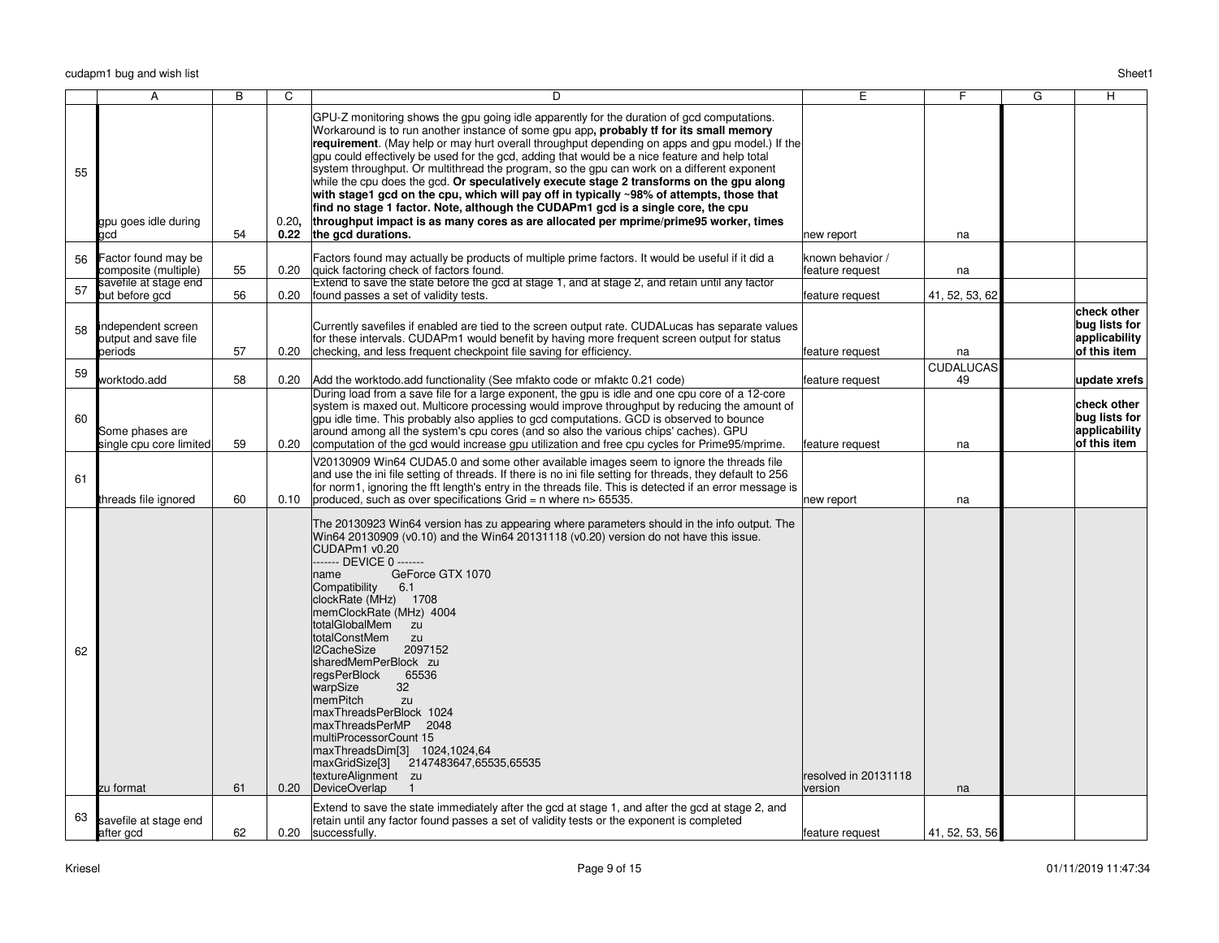| | A | B | C | D | E | F | G | H |
|---|---|---|---|---|---|---|---|---|
| 55 | gpu goes idle during gcd | 54 | 0.20, **0.22** | GPU-Z monitoring shows the gpu going idle apparently for the duration of gcd computations. Workaround is to run another instance of some gpu app**, probably tf for its small memory requirement**. (May help or may hurt overall throughput depending on apps and gpu model.) If the gpu could effectively be used for the gcd, adding that would be a nice feature and help total system throughput. Or multithread the program, so the gpu can work on a different exponent while the cpu does the gcd. **Or speculatively execute stage 2 transforms on the gpu along with stage1 gcd on the cpu, which will pay off in typically ~98% of attempts, those that find no stage 1 factor. Note, although the CUDAPm1 gcd is a single core, the cpu throughput impact is as many cores as are allocated per mprime/prime95 worker, times the gcd durations.** | new report | na | | |
| 56 | Factor found may be composite (multiple) | 55 | 0.20 | Factors found may actually be products of multiple prime factors. It would be useful if it did a quick factoring check of factors found. | known behavior / feature request | na | | |
| 57 | savefile at stage end but before gcd | 56 | 0.20 | Extend to save the state before the gcd at stage 1, and at stage 2, and retain until any factor found passes a set of validity tests. | feature request | 41, 52, 53, 62 | | |
| 58 | independent screen output and save file periods | 57 | 0.20 | Currently savefiles if enabled are tied to the screen output rate. CUDALucas has separate values for these intervals. CUDAPm1 would benefit by having more frequent screen output for status checking, and less frequent checkpoint file saving for efficiency. | feature request | na | | **check other bug lists for applicability of this item** |
| 59 | worktodo.add | 58 | 0.20 | Add the worktodo.add functionality (See mfakto code or mfaktc 0.21 code) | feature request | CUDALUCAS 49 | | **update xrefs** |
| 60 | Some phases are single cpu core limited | 59 | 0.20 | During load from a save file for a large exponent, the gpu is idle and one cpu core of a 12-core system is maxed out. Multicore processing would improve throughput by reducing the amount of gpu idle time. This probably also applies to gcd computations. GCD is observed to bounce around among all the system's cpu cores (and so also the various chips' caches). GPU computation of the gcd would increase gpu utilization and free cpu cycles for Prime95/mprime. | feature request | na | | **check other bug lists for applicability of this item** |
| 61 | threads file ignored | 60 | 0.10 | V20130909 Win64 CUDA5.0 and some other available images seem to ignore the threads file and use the ini file setting of threads. If there is no ini file setting for threads, they default to 256 for norm1, ignoring the fft length's entry in the threads file. This is detected if an error message is produced, such as over specifications Grid = n where n> 65535. | new report | na | | |
| 62 | zu format | 61 | 0.20 | The 20130923 Win64 version has zu appearing where parameters should in the info output. The Win64 20130909 (v0.10) and the Win64 20131118 (v0.20) version do not have this issue.<br>CUDAPm1 v0.20<br>------- DEVICE 0 -------<br>name GeForce GTX 1070<br>Compatibility 6.1<br>clockRate (MHz) 1708<br>memClockRate (MHz) 4004<br>totalGlobalMem zu<br>totalConstMem zu<br>l2CacheSize 2097152<br>sharedMemPerBlock zu<br>regsPerBlock 65536<br>warpSize 32<br>memPitch zu<br>maxThreadsPerBlock 1024<br>maxThreadsPerMP 2048<br>multiProcessorCount 15<br>maxThreadsDim[3] 1024,1024,64<br>maxGridSize[3] 2147483647,65535,65535<br>textureAlignment zu<br>DeviceOverlap 1 | resolved in 20131118 version | na | | |
| 63 | savefile at stage end after gcd | 62 | 0.20 | Extend to save the state immediately after the gcd at stage 1, and after the gcd at stage 2, and retain until any factor found passes a set of validity tests or the exponent is completed successfully. | feature request | 41, 52, 53, 56 | | |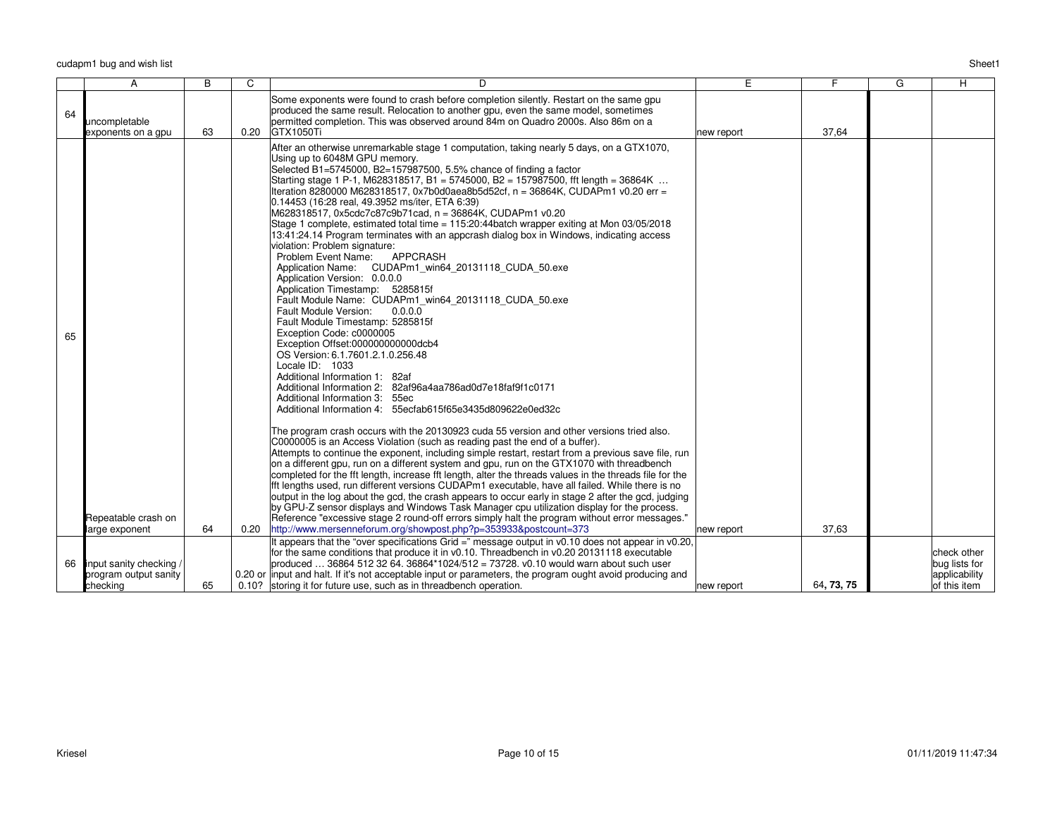| | A | B | C | D | E | F | G | H |
|---|---|---|---|---|---|---|---|---|
| 64 | uncompletable exponents on a gpu | 63 | 0.20 | Some exponents were found to crash before completion silently. Restart on the same gpu produced the same result. Relocation to another gpu, even the same model, sometimes permitted completion. This was observed around 84m on Quadro 2000s. Also 86m on a GTX1050Ti | new report | 37,64 | | |
| 65 | Repeatable crash on large exponent | 64 | 0.20 | After an otherwise unremarkable stage 1 computation, taking nearly 5 days, on a GTX1070, Using up to 6048M GPU memory.<br>Selected B1=5745000, B2=157987500, 5.5% chance of finding a factor<br>Starting stage 1 P-1, M628318517, B1 = 5745000, B2 = 157987500, fft length = 36864K …<br>Iteration 8280000 M628318517, 0x7b0d0aea8b5d52cf, n = 36864K, CUDAPm1 v0.20 err = 0.14453 (16:28 real, 49.3952 ms/iter, ETA 6:39)<br>M628318517, 0x5cdc7c87c9b71cad, n = 36864K, CUDAPm1 v0.20<br>Stage 1 complete, estimated total time = 115:20:44batch wrapper exiting at Mon 03/05/2018 13:41:24.14 Program terminates with an appcrash dialog box in Windows, indicating access violation: Problem signature:<br>Problem Event Name: APPCRASH<br>Application Name: CUDAPm1_win64_20131118_CUDA_50.exe<br>Application Version: 0.0.0.0<br>Application Timestamp: 5285815f<br>Fault Module Name: CUDAPm1_win64_20131118_CUDA_50.exe<br>Fault Module Version: 0.0.0.0<br>Fault Module Timestamp: 5285815f<br>Exception Code: c0000005<br>Exception Offset:000000000000dcb4<br>OS Version: 6.1.7601.2.1.0.256.48<br>Locale ID: 1033<br>Additional Information 1: 82af<br>Additional Information 2: 82af96a4aa786ad0d7e18faf9f1c0171<br>Additional Information 3: 55ec<br>Additional Information 4: 55ecfab615f65e3435d809622e0ed32c<br><br>The program crash occurs with the 20130923 cuda 55 version and other versions tried also. C0000005 is an Access Violation (such as reading past the end of a buffer).<br>Attempts to continue the exponent, including simple restart, restart from a previous save file, run on a different gpu, run on a different system and gpu, run on the GTX1070 with threadbench completed for the fft length, increase fft length, alter the threads values in the threads file for the fft lengths used, run different versions CUDAPm1 executable, have all failed. While there is no output in the log about the gcd, the crash appears to occur early in stage 2 after the gcd, judging by GPU-Z sensor displays and Windows Task Manager cpu utilization display for the process. Reference "excessive stage 2 round-off errors simply halt the program without error messages." http://www.mersenneforum.org/showpost.php?p=353933&postcount=373 | new report | 37,63 | | |
| 66 | input sanity checking / program output sanity checking | 65 | 0.20 or 0.10? | It appears that the "over specifications Grid =" message output in v0.10 does not appear in v0.20, for the same conditions that produce it in v0.10. Threadbench in v0.20 20131118 executable produced … 36864 512 32 64. 36864*1024/512 = 73728. v0.10 would warn about such user input and halt. If it's not acceptable input or parameters, the program ought avoid producing and storing it for future use, such as in threadbench operation. | new report | 64, **73, 75** | | check other bug lists for applicability of this item |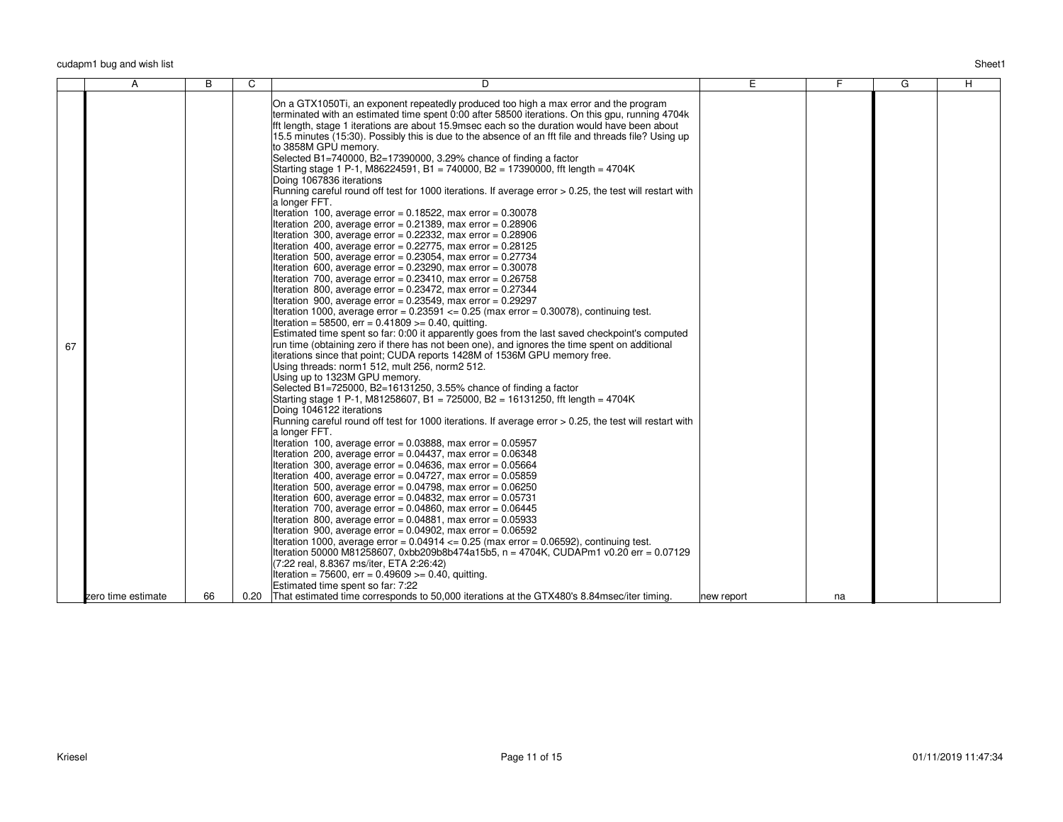| | A | B | C | D | E | F | G | H |
|---|---|---|---|---|---|---|---|---|
| 67 | zero time estimate | 66 | 0.20 | On a GTX1050Ti, an exponent repeatedly produced too high a max error and the program terminated with an estimated time spent 0:00 after 58500 iterations. On this gpu, running 4704k fft length, stage 1 iterations are about 15.9msec each so the duration would have been about 15.5 minutes (15:30). Possibly this is due to the absence of an fft file and threads file? Using up to 3858M GPU memory.<br>Selected B1=740000, B2=17390000, 3.29% chance of finding a factor<br>Starting stage 1 P-1, M86224591, B1 = 740000, B2 = 17390000, fft length = 4704K<br>Doing 1067836 iterations<br>Running careful round off test for 1000 iterations. If average error > 0.25, the test will restart with a longer FFT.<br>Iteration 100, average error = 0.18522, max error = 0.30078<br>Iteration 200, average error = 0.21389, max error = 0.28906<br>Iteration 300, average error = 0.22332, max error = 0.28906<br>Iteration 400, average error = 0.22775, max error = 0.28125<br>Iteration 500, average error = 0.23054, max error = 0.27734<br>Iteration 600, average error = 0.23290, max error = 0.30078<br>Iteration 700, average error = 0.23410, max error = 0.26758<br>Iteration 800, average error = 0.23472, max error = 0.27344<br>Iteration 900, average error = 0.23549, max error = 0.29297<br>Iteration 1000, average error = 0.23591 <= 0.25 (max error = 0.30078), continuing test.<br>Iteration = 58500, err = 0.41809 >= 0.40, quitting.<br>Estimated time spent so far: 0:00 it apparently goes from the last saved checkpoint's computed run time (obtaining zero if there has not been one), and ignores the time spent on additional iterations since that point; CUDA reports 1428M of 1536M GPU memory free.<br>Using threads: norm1 512, mult 256, norm2 512.<br>Using up to 1323M GPU memory.<br>Selected B1=725000, B2=16131250, 3.55% chance of finding a factor<br>Starting stage 1 P-1, M81258607, B1 = 725000, B2 = 16131250, fft length = 4704K<br>Doing 1046122 iterations<br>Running careful round off test for 1000 iterations. If average error > 0.25, the test will restart with a longer FFT.<br>Iteration 100, average error = 0.03888, max error = 0.05957<br>Iteration 200, average error = 0.04437, max error = 0.06348<br>Iteration 300, average error = 0.04636, max error = 0.05664<br>Iteration 400, average error = 0.04727, max error = 0.05859<br>Iteration 500, average error = 0.04798, max error = 0.06250<br>Iteration 600, average error = 0.04832, max error = 0.05731<br>Iteration 700, average error = 0.04860, max error = 0.06445<br>Iteration 800, average error = 0.04881, max error = 0.05933<br>Iteration 900, average error = 0.04902, max error = 0.06592<br>Iteration 1000, average error = 0.04914 <= 0.25 (max error = 0.06592), continuing test.<br>Iteration 50000 M81258607, 0xbb209b8b474a15b5, n = 4704K, CUDAPm1 v0.20 err = 0.07129 (7:22 real, 8.8367 ms/iter, ETA 2:26:42)<br>Iteration = 75600, err = 0.49609 >= 0.40, quitting.<br>Estimated time spent so far: 7:22<br>That estimated time corresponds to 50,000 iterations at the GTX480's 8.84msec/iter timing. | new report | na | | |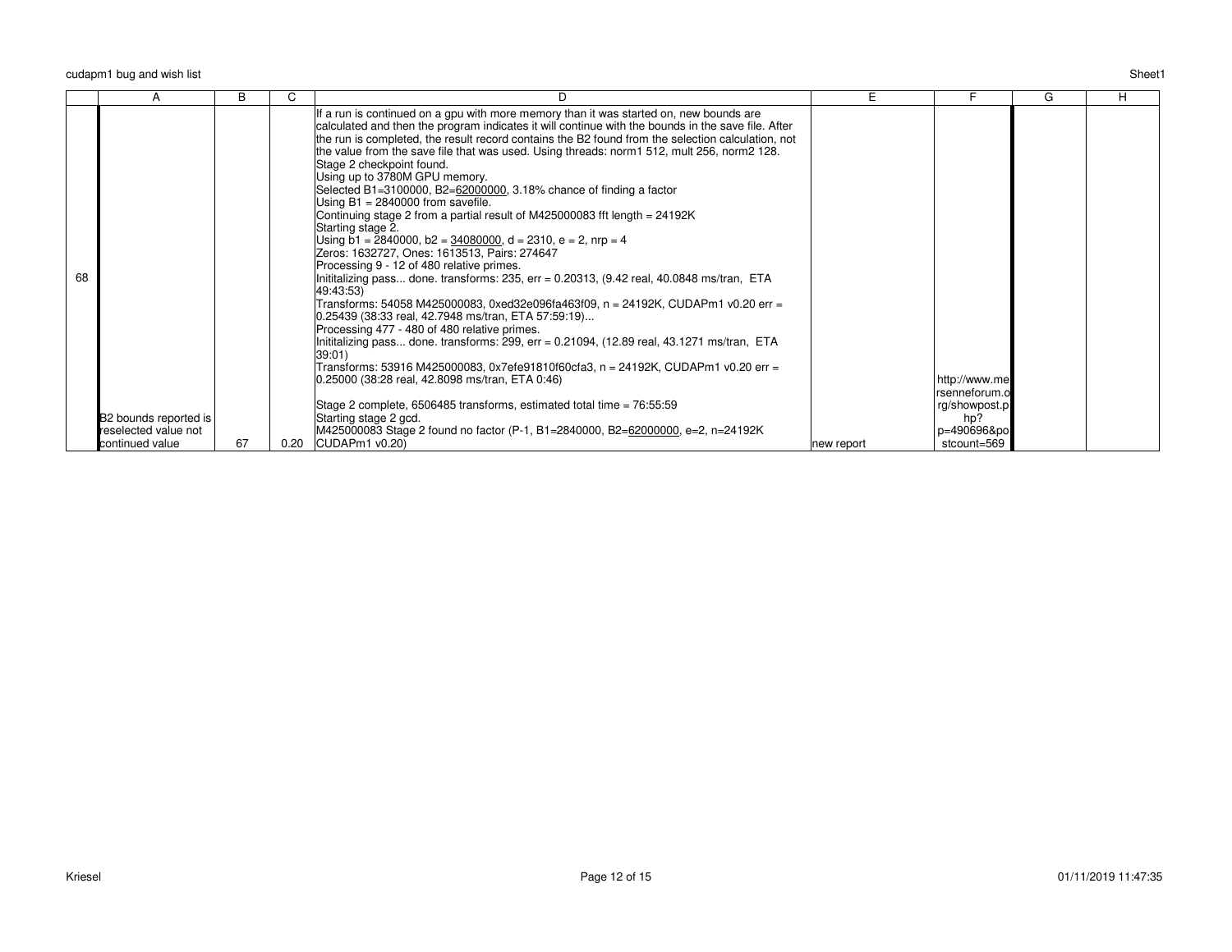| | A | B | C | D | E | F | G | H |
|---|---|---|---|---|---|---|---|---|
| 68 | B2 bounds reported is reselected value not continued value | 67 | 0.20 | If a run is continued on a gpu with more memory than it was started on, new bounds are calculated and then the program indicates it will continue with the bounds in the save file. After the run is completed, the result record contains the B2 found from the selection calculation, not the value from the save file that was used. Using threads: norm1 512, mult 256, norm2 128.<br>Stage 2 checkpoint found.<br>Using up to 3780M GPU memory.<br>Selected B1=3100000, B2=62000000, 3.18% chance of finding a factor<br>Using B1 = 2840000 from savefile.<br>Continuing stage 2 from a partial result of M425000083 fft length = 24192K<br>Starting stage 2.<br>Using b1 = 2840000, b2 = 34080000, d = 2310, e = 2, nrp = 4<br>Zeros: 1632727, Ones: 1613513, Pairs: 274647<br>Processing 9 - 12 of 480 relative primes.<br>Inititalizing pass... done. transforms: 235, err = 0.20313, (9.42 real, 40.0848 ms/tran, ETA 49:43:53)<br>Transforms: 54058 M425000083, 0xed32e096fa463f09, n = 24192K, CUDAPm1 v0.20 err = 0.25439 (38:33 real, 42.7948 ms/tran, ETA 57:59:19)...<br>Processing 477 - 480 of 480 relative primes.<br>Inititalizing pass... done. transforms: 299, err = 0.21094, (12.89 real, 43.1271 ms/tran, ETA 39:01)<br>Transforms: 53916 M425000083, 0x7efe91810f60cfa3, n = 24192K, CUDAPm1 v0.20 err = 0.25000 (38:28 real, 42.8098 ms/tran, ETA 0:46)<br><br>Stage 2 complete, 6506485 transforms, estimated total time = 76:55:59<br>Starting stage 2 gcd.<br>M425000083 Stage 2 found no factor (P-1, B1=2840000, B2=62000000, e=2, n=24192K CUDAPm1 v0.20) | new report | http://www.mersenneforum.org/showpost.php?p=490696&postcount=569 | | |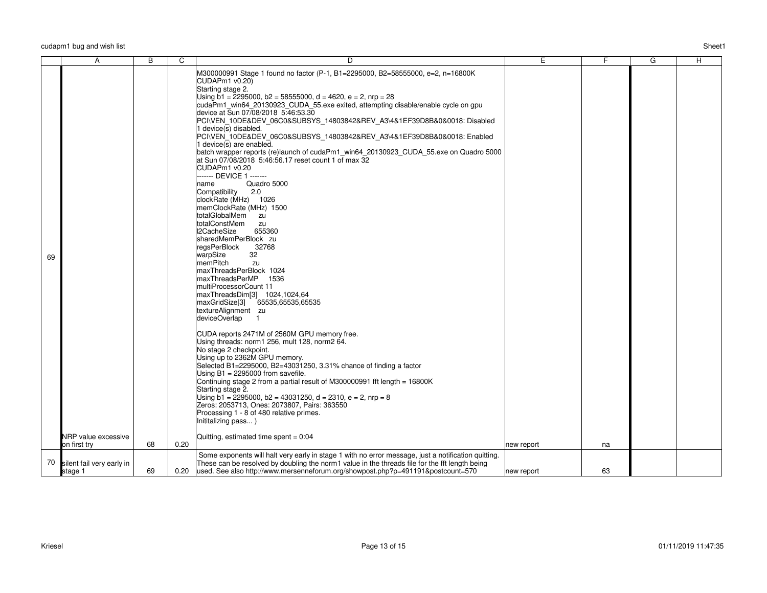| | A | B | C | D | E | F | G | H |
|---|---|---|---|---|---|---|---|---|
| 69 | NRP value excessive on first try | 68 | 0.20 | M300000991 Stage 1 found no factor (P-1, B1=2295000, B2=58555000, e=2, n=16800K CUDAPm1 v0.20)<br>Starting stage 2.<br>Using b1 = 2295000, b2 = 58555000, d = 4620, e = 2, nrp = 28<br>cudaPm1_win64_20130923_CUDA_55.exe exited, attempting disable/enable cycle on gpu device at Sun 07/08/2018 5:46:53.30<br>PCI\VEN_10DE&DEV_06C0&SUBSYS_14803842&REV_A3\4&1EF39D8B&0&0018: Disabled<br>1 device(s) disabled.<br>PCI\VEN_10DE&DEV_06C0&SUBSYS_14803842&REV_A3\4&1EF39D8B&0&0018: Enabled<br>1 device(s) are enabled.<br>batch wrapper reports (re)launch of cudaPm1_win64_20130923_CUDA_55.exe on Quadro 5000 at Sun 07/08/2018 5:46:56.17 reset count 1 of max 32<br>CUDAPm1 v0.20<br>------- DEVICE 1 -------<br>name Quadro 5000<br>Compatibility 2.0<br>clockRate (MHz) 1026<br>memClockRate (MHz) 1500<br>totalGlobalMem zu<br>totalConstMem zu<br>l2CacheSize 655360<br>sharedMemPerBlock zu<br>regsPerBlock 32768<br>warpSize 32<br>memPitch zu<br>maxThreadsPerBlock 1024<br>maxThreadsPerMP 1536<br>multiProcessorCount 11<br>maxThreadsDim[3] 1024,1024,64<br>maxGridSize[3] 65535,65535,65535<br>textureAlignment zu<br>deviceOverlap 1<br><br>CUDA reports 2471M of 2560M GPU memory free.<br>Using threads: norm1 256, mult 128, norm2 64.<br>No stage 2 checkpoint.<br>Using up to 2362M GPU memory.<br>Selected B1=2295000, B2=43031250, 3.31% chance of finding a factor<br>Using B1 = 2295000 from savefile.<br>Continuing stage 2 from a partial result of M300000991 fft length = 16800K<br>Starting stage 2.<br>Using b1 = 2295000, b2 = 43031250, d = 2310, e = 2, nrp = 8<br>Zeros: 2053713, Ones: 2073807, Pairs: 363550<br>Processing 1 - 8 of 480 relative primes.<br>Inititalizing pass... )<br><br>Quitting, estimated time spent = 0:04 | new report | na | | |
| 70 | silent fail very early in stage 1 | 69 | 0.20 | Some exponents will halt very early in stage 1 with no error message, just a notification quitting. These can be resolved by doubling the norm1 value in the threads file for the fft length being used. See also http://www.mersenneforum.org/showpost.php?p=491191&postcount=570 | new report | 63 | | |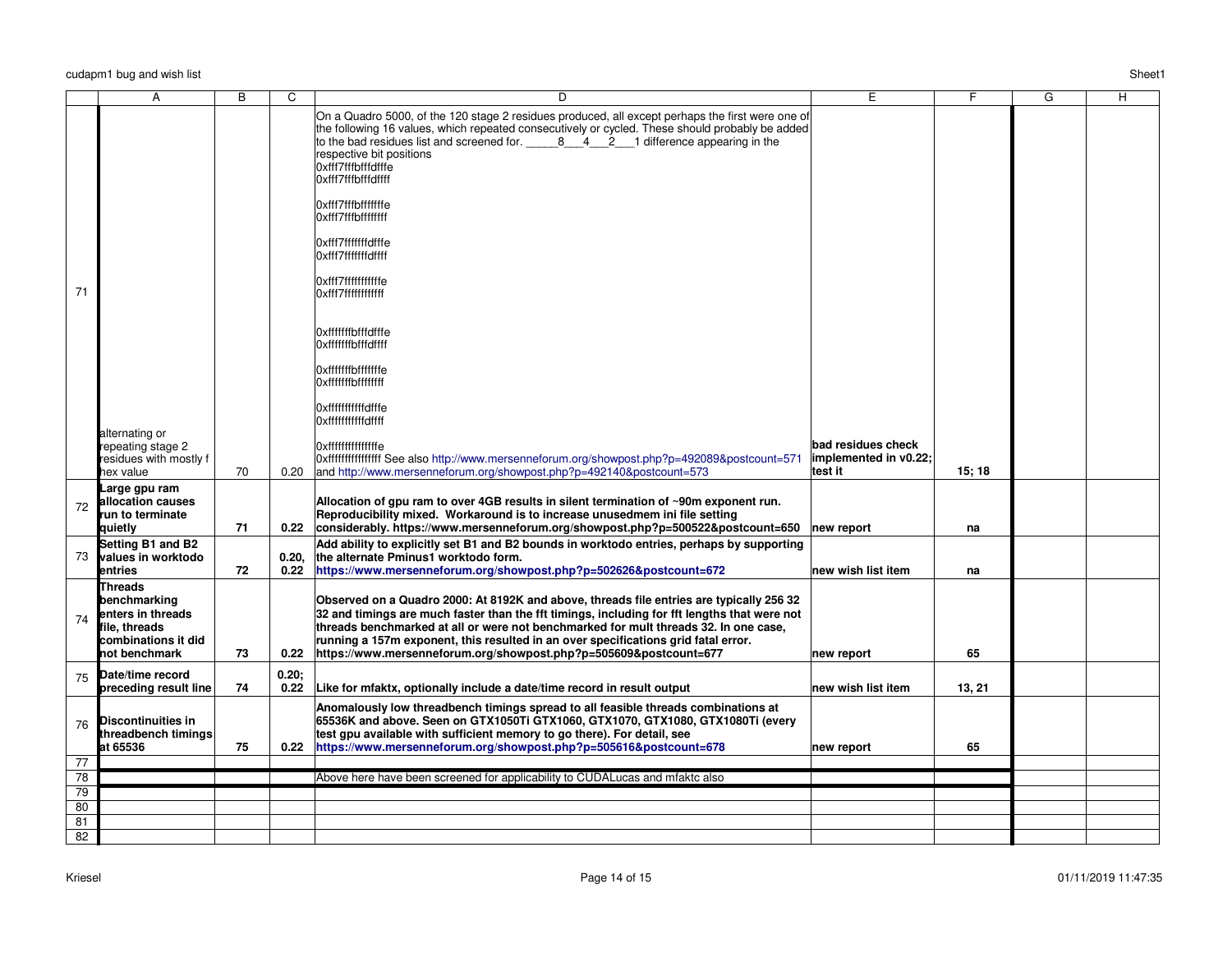| | A | B | C | D | E | F | G | H |
|---|---|---|---|---|---|---|---|---|
| 71 | alternating or repeating stage 2 residues with mostly f hex value | 70 | 0.20 | On a Quadro 5000, of the 120 stage 2 residues produced, all except perhaps the first were one of the following 16 values, which repeated consecutively or cycled. These should probably be added to the bad residues list and screened for. _____8___4___2___1 difference appearing in the respective bit positions<br>0xfff7fffbfffdfffe<br>0xfff7fffbfffdffff<br><br>0xfff7fffbfffffffe<br>0xfff7fffbffffffff<br><br>0xfff7fffffffdfffe<br>0xfff7fffffffdffff<br><br>0xfff7fffffffffffe<br>0xfff7ffffffffffff<br><br>0xfffffffbfffdfffe<br>0xfffffffbfffdffff<br><br>0xfffffffbfffffffe<br>0xfffffffbffffffff<br><br>0xfffffffffffdfffe<br>0xfffffffffffdffff<br><br>0xfffffffffffffffe<br>0xffffffffffffffff See also http://www.mersenneforum.org/showpost.php?p=492089&postcount=571 and http://www.mersenneforum.org/showpost.php?p=492140&postcount=573 | bad residues check implemented in v0.22; test it | 15; 18 | | |
| 72 | **Large gpu ram allocation causes run to terminate quietly** | **71** | **0.22** | **Allocation of gpu ram to over 4GB results in silent termination of ~90m exponent run. Reproducibility mixed. Workaround is to increase unusedmem ini file setting considerably. https://www.mersenneforum.org/showpost.php?p=500522&postcount=650** | **new report** | **na** | | |
| 73 | **Setting B1 and B2 values in worktodo entries** | **72** | **0.20, 0.22** | **Add ability to explicitly set B1 and B2 bounds in worktodo entries, perhaps by supporting the alternate Pminus1 worktodo form. https://www.mersenneforum.org/showpost.php?p=502626&postcount=672** | **new wish list item** | **na** | | |
| 74 | **Threads benchmarking enters in threads file, threads combinations it did not benchmark** | **73** | **0.22** | **Observed on a Quadro 2000: At 8192K and above, threads file entries are typically 256 32 32 and timings are much faster than the fft timings, including for fft lengths that were not threads benchmarked at all or were not benchmarked for mult threads 32. In one case, running a 157m exponent, this resulted in an over specifications grid fatal error. https://www.mersenneforum.org/showpost.php?p=505609&postcount=677** | **new report** | **65** | | |
| 75 | **Date/time record preceding result line** | **74** | **0.20; 0.22** | **Like for mfaktx, optionally include a date/time record in result output** | **new wish list item** | **13, 21** | | |
| 76 | **Discontinuities in threadbench timings at 65536** | **75** | **0.22** | **Anomalously low threadbench timings spread to all feasible threads combinations at 65536K and above. Seen on GTX1050Ti GTX1060, GTX1070, GTX1080, GTX1080Ti (every test gpu available with sufficient memory to go there). For detail, see https://www.mersenneforum.org/showpost.php?p=505616&postcount=678** | **new report** | **65** | | |
| 77 | | | | | | | | |
| 78 | | | | Above here have been screened for applicability to CUDALucas and mfaktc also | | | | |
| 79 | | | | | | | | |
| 80 | | | | | | | | |
| 81 | | | | | | | | |
| 82 | | | | | | | | |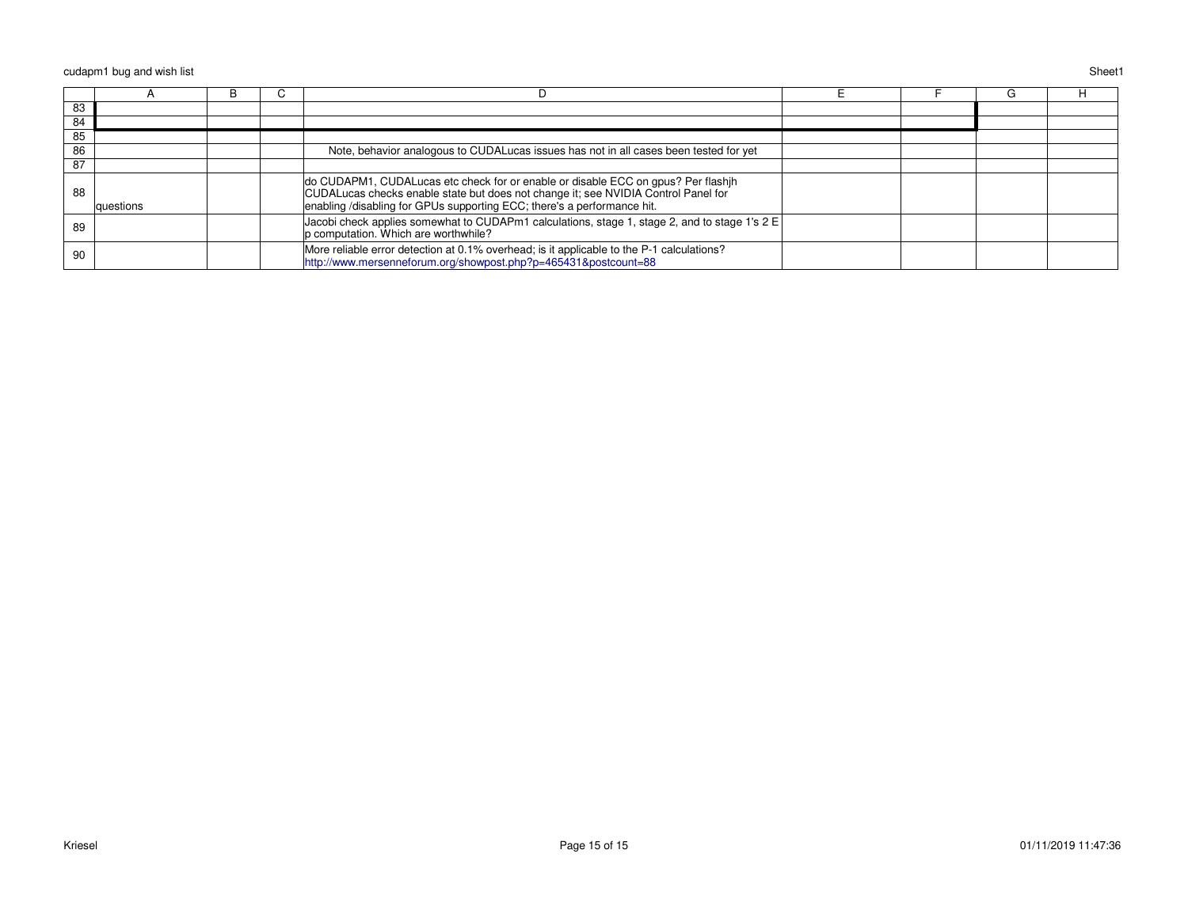| | A | B | C | D | E | F | G | H |
|---|---|---|---|---|---|---|---|---|
| 83 | | | | | | | | |
| 84 | | | | | | | | |
| 85 | | | | | | | | |
| 86 | | | | Note, behavior analogous to CUDALucas issues has not in all cases been tested for yet | | | | |
| 87 | | | | | | | | |
| 88 | questions | | | do CUDAPM1, CUDALucas etc check for or enable or disable ECC on gpus? Per flashjh CUDALucas checks enable state but does not change it; see NVIDIA Control Panel for enabling /disabling for GPUs supporting ECC; there's a performance hit. | | | | |
| 89 | | | | Jacobi check applies somewhat to CUDAPm1 calculations, stage 1, stage 2, and to stage 1's 2 E p computation. Which are worthwhile? | | | | |
| 90 | | | | More reliable error detection at 0.1% overhead; is it applicable to the P-1 calculations? http://www.mersenneforum.org/showpost.php?p=465431&postcount=88 | | | | |